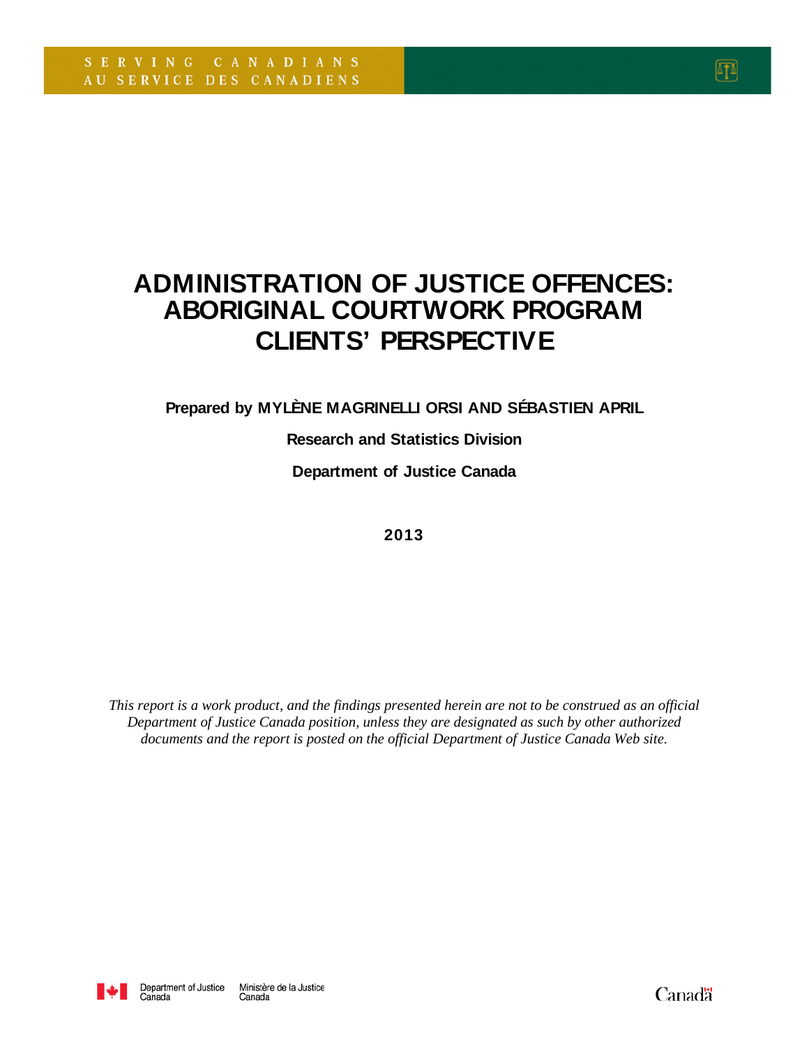SERVING CANADIANS
AU SERVICE DES CANADIENS

# ADMINISTRATION OF JUSTICE OFFENCES: ABORIGINAL COURTWORK PROGRAM CLIENTS' PERSPECTIVE

**Prepared by MYLÈNE MAGRINELLI ORSI AND SÉBASTIEN APRIL**

**Research and Statistics Division**

**Department of Justice Canada**

**2013**

*This report is a work product, and the findings presented herein are not to be construed as an official Department of Justice Canada position, unless they are designated as such by other authorized documents and the report is posted on the official Department of Justice Canada Web site.*

Department of Justice Canada | Ministère de la Justice Canada

Canada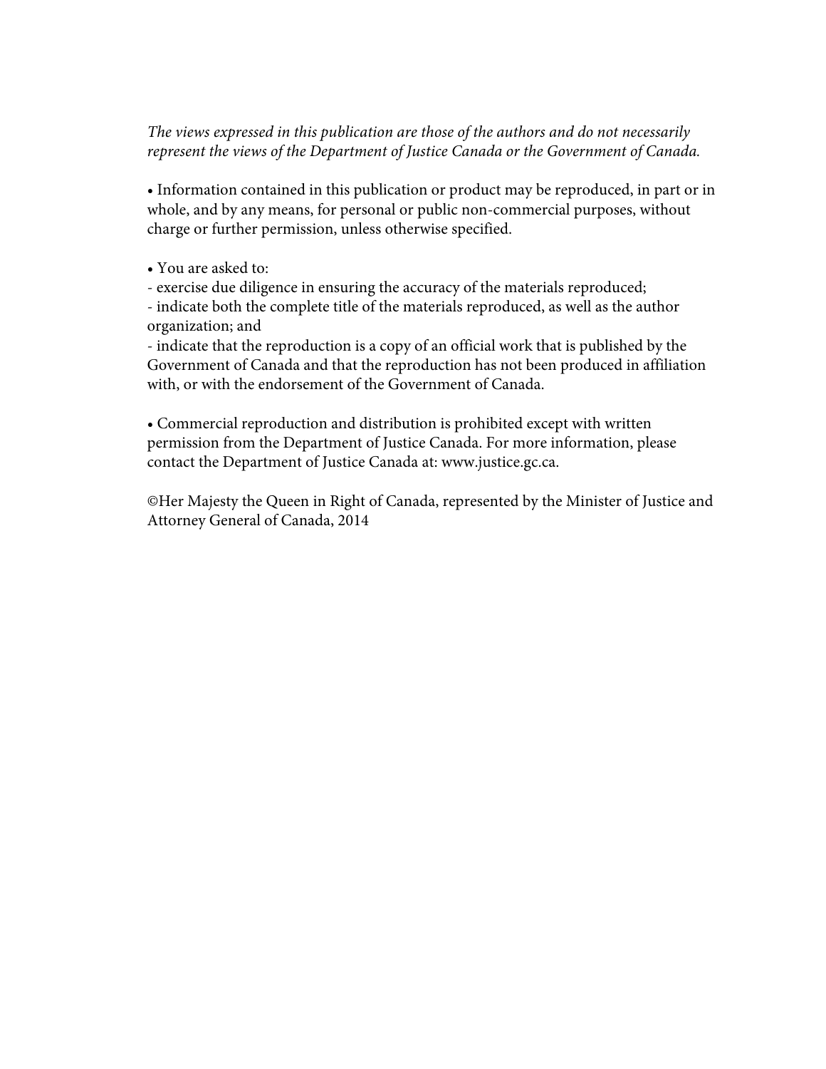*The views expressed in this publication are those of the authors and do not necessarily represent the views of the Department of Justice Canada or the Government of Canada.*

• Information contained in this publication or product may be reproduced, in part or in whole, and by any means, for personal or public non-commercial purposes, without charge or further permission, unless otherwise specified.

• You are asked to:
- exercise due diligence in ensuring the accuracy of the materials reproduced;
- indicate both the complete title of the materials reproduced, as well as the author organization; and
- indicate that the reproduction is a copy of an official work that is published by the Government of Canada and that the reproduction has not been produced in affiliation with, or with the endorsement of the Government of Canada.

• Commercial reproduction and distribution is prohibited except with written permission from the Department of Justice Canada. For more information, please contact the Department of Justice Canada at: www.justice.gc.ca.

©Her Majesty the Queen in Right of Canada, represented by the Minister of Justice and Attorney General of Canada, 2014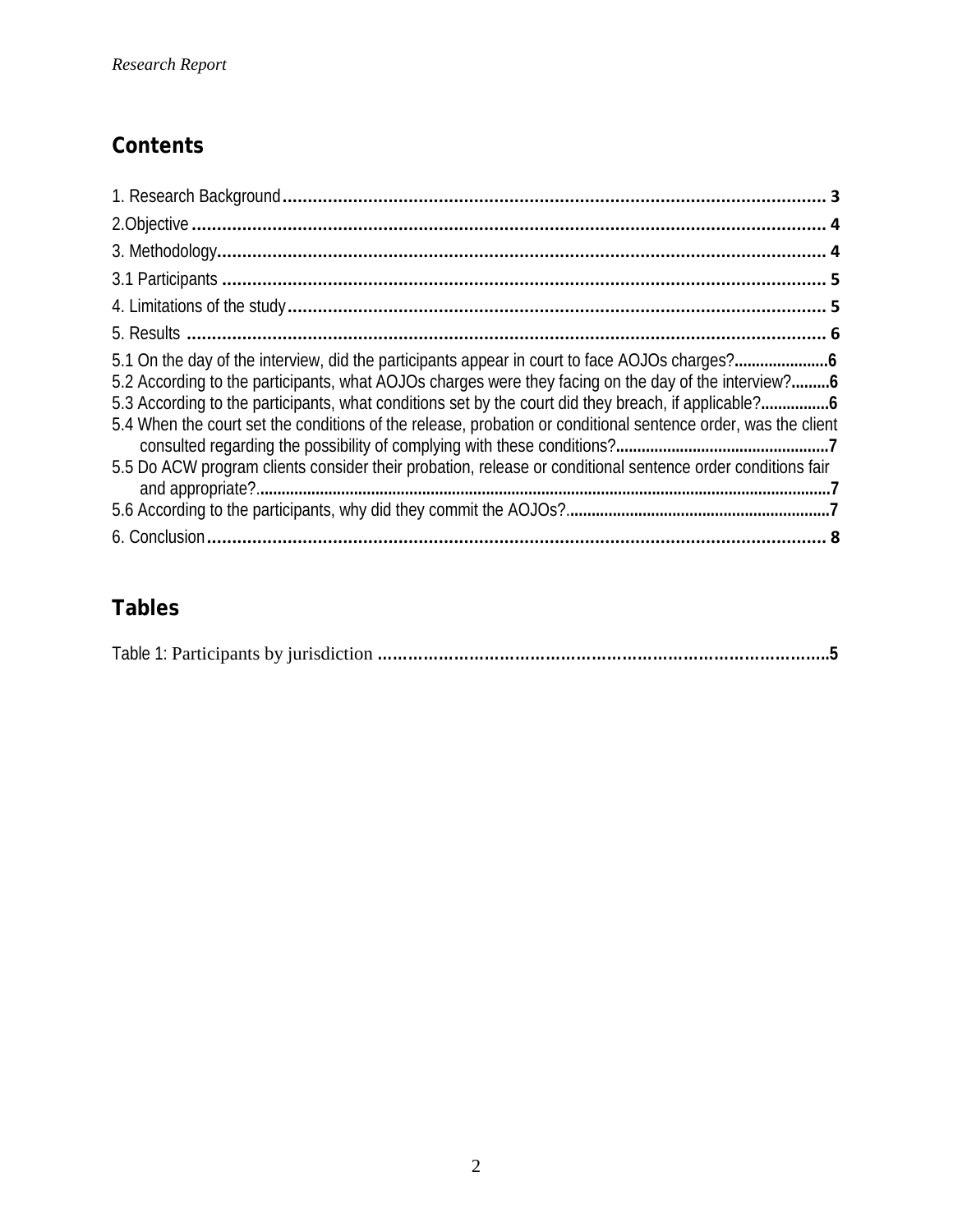## Contents

1. Research Background ........................................................................................................ 3
2.Objective ........................................................................................................................ 4
3. Methodology.................................................................................................................. 4
3.1 Participants ................................................................................................................. 5
4. Limitations of the study.................................................................................................. 5
5. Results ......................................................................................................................... 6
5.1 On the day of the interview, did the participants appear in court to face AOJOs charges?......................6
5.2 According to the participants, what AOJOs charges were they facing on the day of the interview?.........6
5.3 According to the participants, what conditions set by the court did they breach, if applicable?................6
5.4 When the court set the conditions of the release, probation or conditional sentence order, was the client consulted regarding the possibility of complying with these conditions?.................................................7
5.5 Do ACW program clients consider their probation, release or conditional sentence order conditions fair and appropriate?.....................................................................................................................................7
5.6 According to the participants, why did they commit the AOJOs?.............................................................7
6. Conclusion..................................................................................................................... 8

## Tables

Table 1: Participants by jurisdiction ..........................................................................................5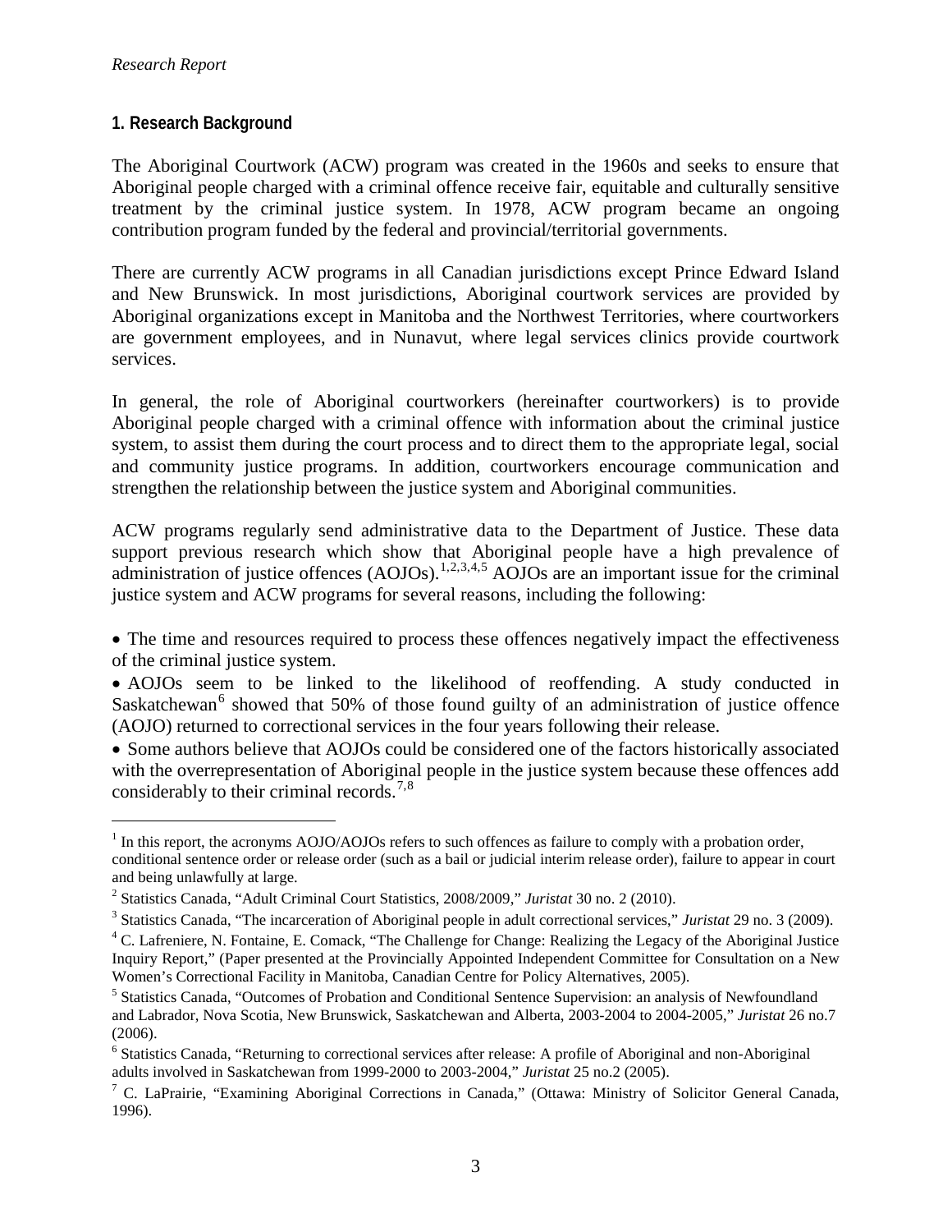*Research Report*

## 1. Research Background

The Aboriginal Courtwork (ACW) program was created in the 1960s and seeks to ensure that Aboriginal people charged with a criminal offence receive fair, equitable and culturally sensitive treatment by the criminal justice system. In 1978, ACW program became an ongoing contribution program funded by the federal and provincial/territorial governments.

There are currently ACW programs in all Canadian jurisdictions except Prince Edward Island and New Brunswick. In most jurisdictions, Aboriginal courtwork services are provided by Aboriginal organizations except in Manitoba and the Northwest Territories, where courtworkers are government employees, and in Nunavut, where legal services clinics provide courtwork services.

In general, the role of Aboriginal courtworkers (hereinafter courtworkers) is to provide Aboriginal people charged with a criminal offence with information about the criminal justice system, to assist them during the court process and to direct them to the appropriate legal, social and community justice programs. In addition, courtworkers encourage communication and strengthen the relationship between the justice system and Aboriginal communities.

ACW programs regularly send administrative data to the Department of Justice. These data support previous research which show that Aboriginal people have a high prevalence of administration of justice offences (AOJOs).[1,2,3,4,5] AOJOs are an important issue for the criminal justice system and ACW programs for several reasons, including the following:

- The time and resources required to process these offences negatively impact the effectiveness of the criminal justice system.
- AOJOs seem to be linked to the likelihood of reoffending. A study conducted in Saskatchewan[6] showed that 50% of those found guilty of an administration of justice offence (AOJO) returned to correctional services in the four years following their release.
- Some authors believe that AOJOs could be considered one of the factors historically associated with the overrepresentation of Aboriginal people in the justice system because these offences add considerably to their criminal records.[7,8]

---

[1] In this report, the acronyms AOJO/AOJOs refers to such offences as failure to comply with a probation order, conditional sentence order or release order (such as a bail or judicial interim release order), failure to appear in court and being unlawfully at large.

[2] Statistics Canada, "Adult Criminal Court Statistics, 2008/2009," *Juristat* 30 no. 2 (2010).

[3] Statistics Canada, "The incarceration of Aboriginal people in adult correctional services," *Juristat* 29 no. 3 (2009).

[4] C. Lafreniere, N. Fontaine, E. Comack, "The Challenge for Change: Realizing the Legacy of the Aboriginal Justice Inquiry Report," (Paper presented at the Provincially Appointed Independent Committee for Consultation on a New Women's Correctional Facility in Manitoba, Canadian Centre for Policy Alternatives, 2005).

[5] Statistics Canada, "Outcomes of Probation and Conditional Sentence Supervision: an analysis of Newfoundland and Labrador, Nova Scotia, New Brunswick, Saskatchewan and Alberta, 2003-2004 to 2004-2005," *Juristat* 26 no.7 (2006).

[6] Statistics Canada, "Returning to correctional services after release: A profile of Aboriginal and non-Aboriginal adults involved in Saskatchewan from 1999-2000 to 2003-2004," *Juristat* 25 no.2 (2005).

[7] C. LaPrairie, "Examining Aboriginal Corrections in Canada," (Ottawa: Ministry of Solicitor General Canada, 1996).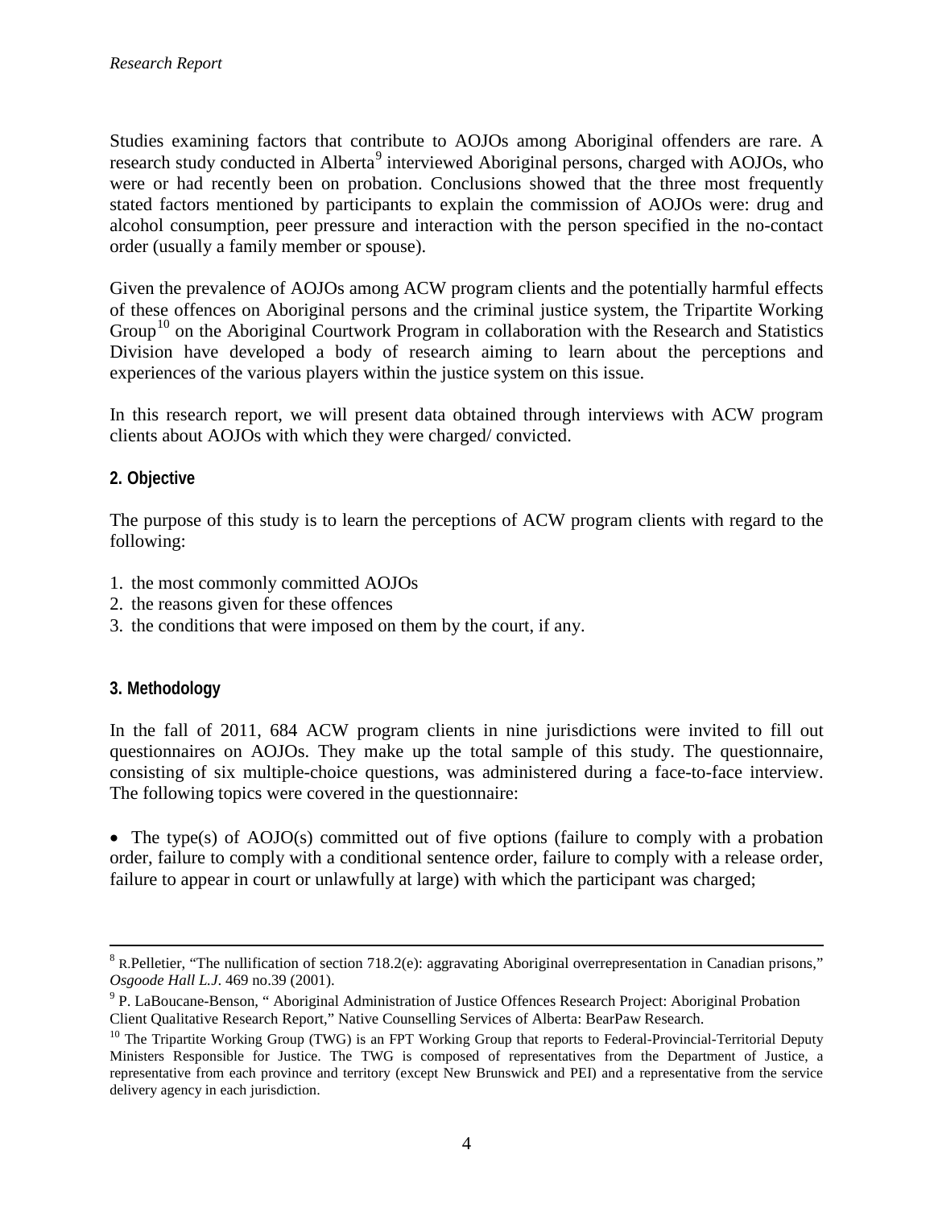Studies examining factors that contribute to AOJOs among Aboriginal offenders are rare. A research study conducted in Alberta[9] interviewed Aboriginal persons, charged with AOJOs, who were or had recently been on probation. Conclusions showed that the three most frequently stated factors mentioned by participants to explain the commission of AOJOs were: drug and alcohol consumption, peer pressure and interaction with the person specified in the no-contact order (usually a family member or spouse).

Given the prevalence of AOJOs among ACW program clients and the potentially harmful effects of these offences on Aboriginal persons and the criminal justice system, the Tripartite Working Group[10] on the Aboriginal Courtwork Program in collaboration with the Research and Statistics Division have developed a body of research aiming to learn about the perceptions and experiences of the various players within the justice system on this issue.

In this research report, we will present data obtained through interviews with ACW program clients about AOJOs with which they were charged/ convicted.

## 2. Objective

The purpose of this study is to learn the perceptions of ACW program clients with regard to the following:

1. the most commonly committed AOJOs
2. the reasons given for these offences
3. the conditions that were imposed on them by the court, if any.

## 3. Methodology

In the fall of 2011, 684 ACW program clients in nine jurisdictions were invited to fill out questionnaires on AOJOs. They make up the total sample of this study. The questionnaire, consisting of six multiple-choice questions, was administered during a face-to-face interview. The following topics were covered in the questionnaire:

- The type(s) of AOJO(s) committed out of five options (failure to comply with a probation order, failure to comply with a conditional sentence order, failure to comply with a release order, failure to appear in court or unlawfully at large) with which the participant was charged;

---

[8] R.Pelletier, "The nullification of section 718.2(e): aggravating Aboriginal overrepresentation in Canadian prisons," *Osgoode Hall L.J.* 469 no.39 (2001).

[9] P. LaBoucane-Benson, " Aboriginal Administration of Justice Offences Research Project: Aboriginal Probation Client Qualitative Research Report," Native Counselling Services of Alberta: BearPaw Research.

[10] The Tripartite Working Group (TWG) is an FPT Working Group that reports to Federal-Provincial-Territorial Deputy Ministers Responsible for Justice. The TWG is composed of representatives from the Department of Justice, a representative from each province and territory (except New Brunswick and PEI) and a representative from the service delivery agency in each jurisdiction.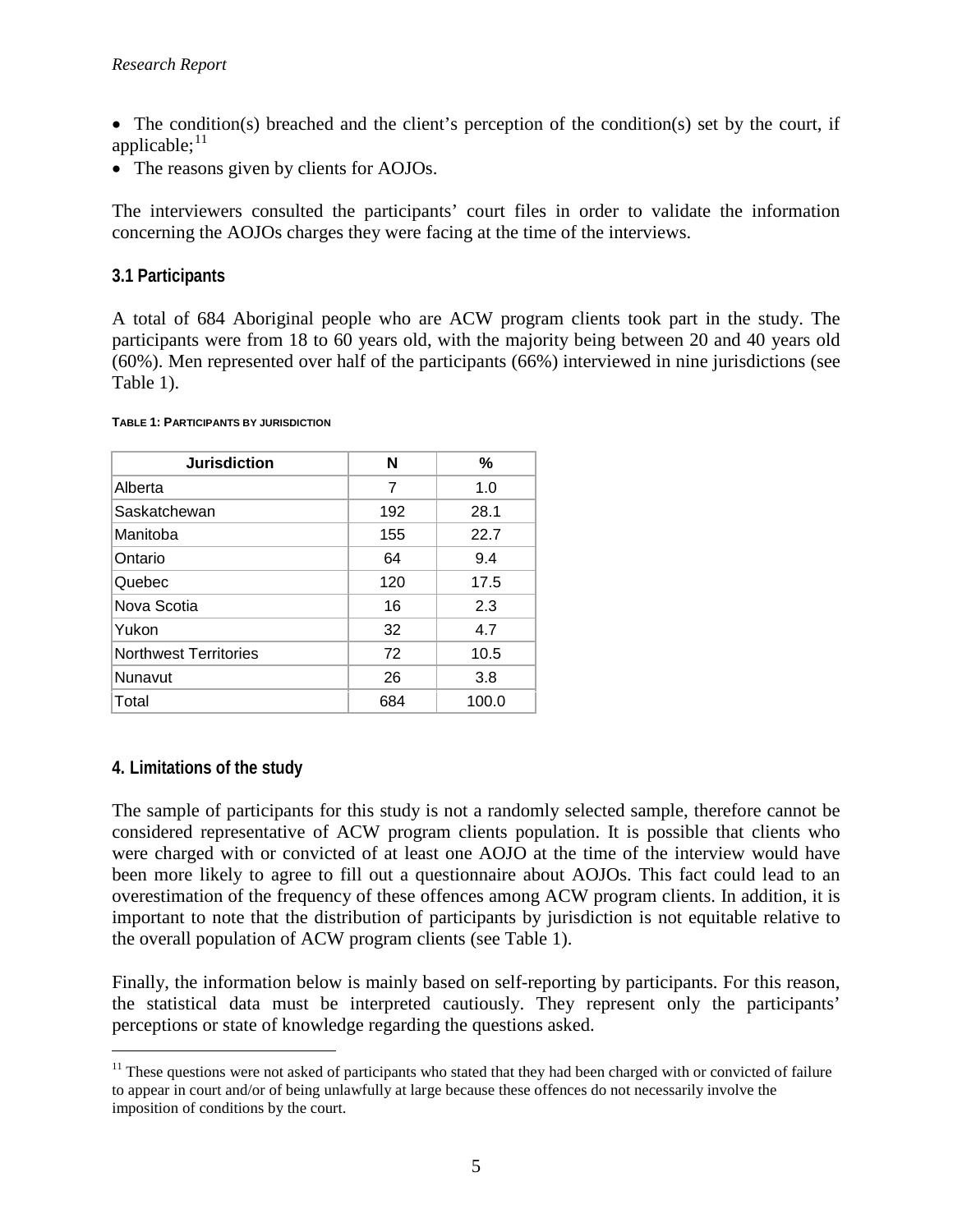- The condition(s) breached and the client's perception of the condition(s) set by the court, if applicable;[11]
- The reasons given by clients for AOJOs.

The interviewers consulted the participants' court files in order to validate the information concerning the AOJOs charges they were facing at the time of the interviews.

### 3.1 Participants

A total of 684 Aboriginal people who are ACW program clients took part in the study. The participants were from 18 to 60 years old, with the majority being between 20 and 40 years old (60%). Men represented over half of the participants (66%) interviewed in nine jurisdictions (see Table 1).

**TABLE 1: PARTICIPANTS BY JURISDICTION**

| Jurisdiction | N | % |
|---|---|---|
| Alberta | 7 | 1.0 |
| Saskatchewan | 192 | 28.1 |
| Manitoba | 155 | 22.7 |
| Ontario | 64 | 9.4 |
| Quebec | 120 | 17.5 |
| Nova Scotia | 16 | 2.3 |
| Yukon | 32 | 4.7 |
| Northwest Territories | 72 | 10.5 |
| Nunavut | 26 | 3.8 |
| Total | 684 | 100.0 |

## 4. Limitations of the study

The sample of participants for this study is not a randomly selected sample, therefore cannot be considered representative of ACW program clients population. It is possible that clients who were charged with or convicted of at least one AOJO at the time of the interview would have been more likely to agree to fill out a questionnaire about AOJOs. This fact could lead to an overestimation of the frequency of these offences among ACW program clients. In addition, it is important to note that the distribution of participants by jurisdiction is not equitable relative to the overall population of ACW program clients (see Table 1).

Finally, the information below is mainly based on self-reporting by participants. For this reason, the statistical data must be interpreted cautiously. They represent only the participants' perceptions or state of knowledge regarding the questions asked.

[11] These questions were not asked of participants who stated that they had been charged with or convicted of failure to appear in court and/or of being unlawfully at large because these offences do not necessarily involve the imposition of conditions by the court.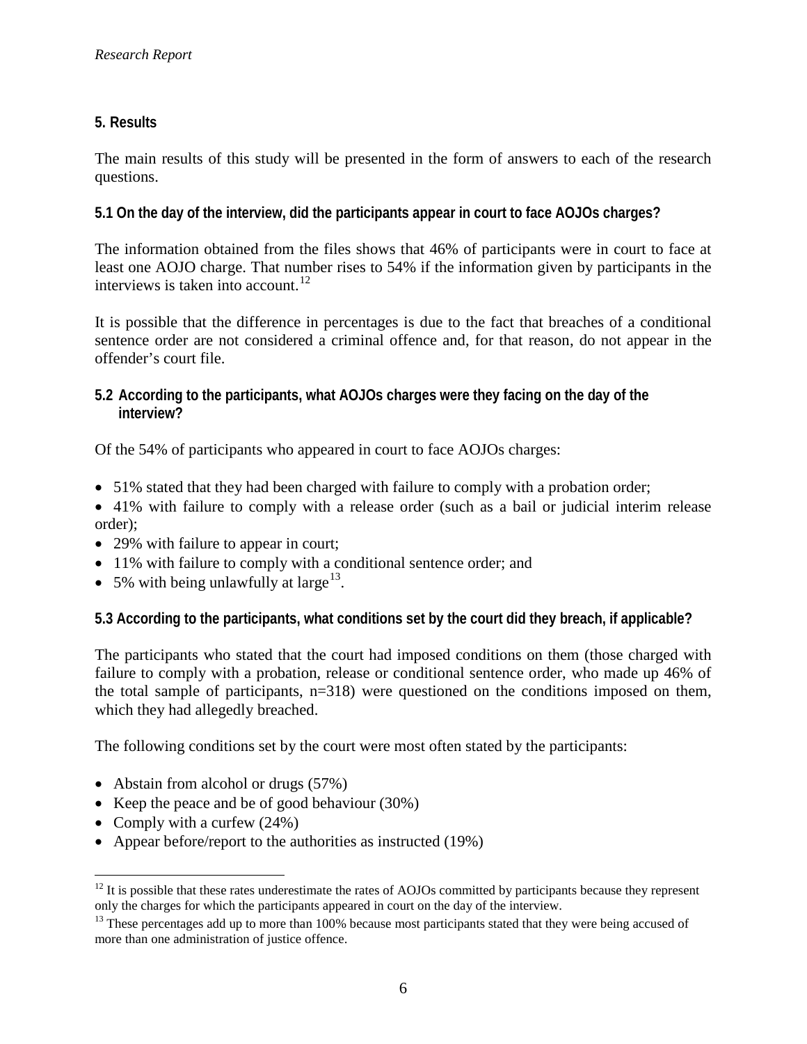## 5. Results

The main results of this study will be presented in the form of answers to each of the research questions.

### 5.1 On the day of the interview, did the participants appear in court to face AOJOs charges?

The information obtained from the files shows that 46% of participants were in court to face at least one AOJO charge. That number rises to 54% if the information given by participants in the interviews is taken into account.[12]

It is possible that the difference in percentages is due to the fact that breaches of a conditional sentence order are not considered a criminal offence and, for that reason, do not appear in the offender's court file.

### 5.2 According to the participants, what AOJOs charges were they facing on the day of the interview?

Of the 54% of participants who appeared in court to face AOJOs charges:

- 51% stated that they had been charged with failure to comply with a probation order;
- 41% with failure to comply with a release order (such as a bail or judicial interim release order);
- 29% with failure to appear in court;
- 11% with failure to comply with a conditional sentence order; and
- 5% with being unlawfully at large[13].

### 5.3 According to the participants, what conditions set by the court did they breach, if applicable?

The participants who stated that the court had imposed conditions on them (those charged with failure to comply with a probation, release or conditional sentence order, who made up 46% of the total sample of participants, n=318) were questioned on the conditions imposed on them, which they had allegedly breached.

The following conditions set by the court were most often stated by the participants:

- Abstain from alcohol or drugs (57%)
- Keep the peace and be of good behaviour (30%)
- Comply with a curfew (24%)
- Appear before/report to the authorities as instructed (19%)

---

[12] It is possible that these rates underestimate the rates of AOJOs committed by participants because they represent only the charges for which the participants appeared in court on the day of the interview.

[13] These percentages add up to more than 100% because most participants stated that they were being accused of more than one administration of justice offence.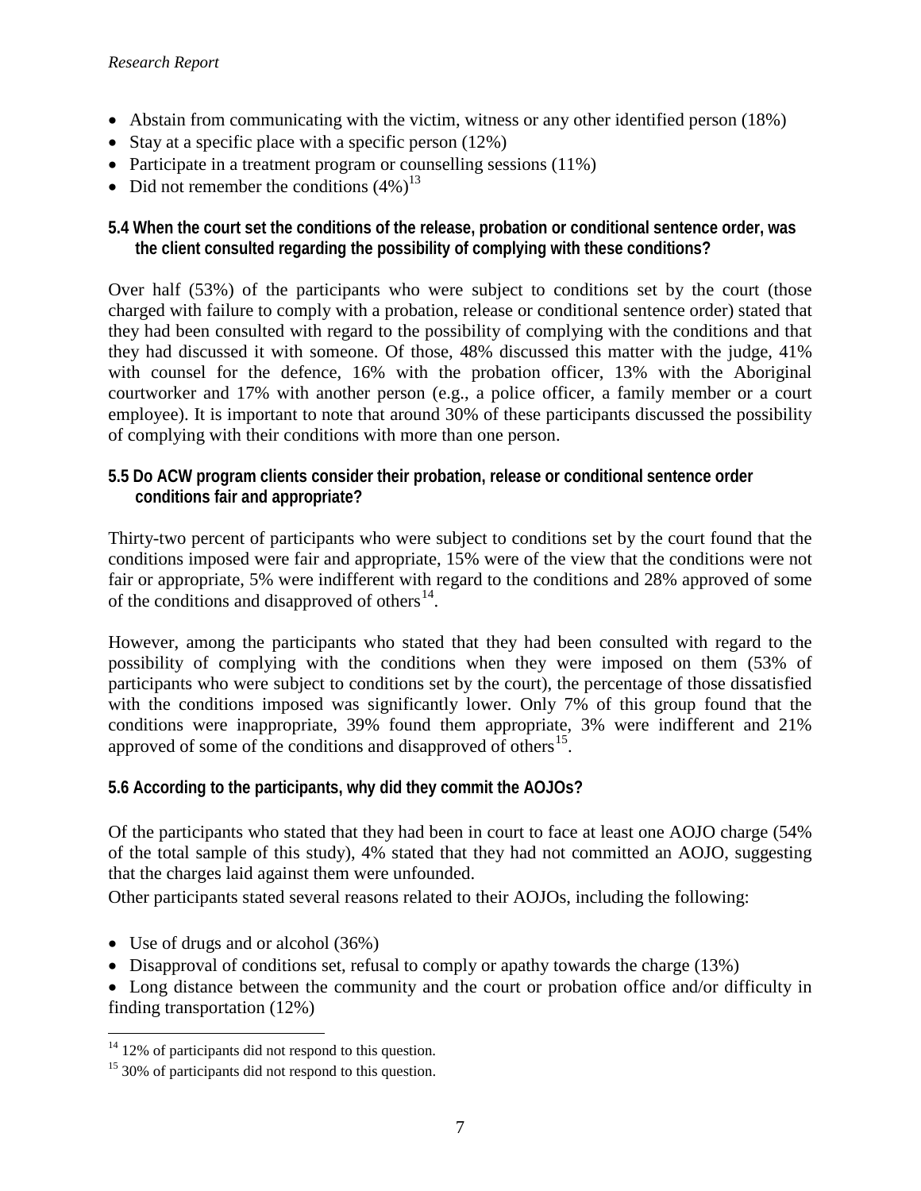- Abstain from communicating with the victim, witness or any other identified person (18%)
- Stay at a specific place with a specific person (12%)
- Participate in a treatment program or counselling sessions (11%)
- Did not remember the conditions (4%)[13]

### 5.4 When the court set the conditions of the release, probation or conditional sentence order, was the client consulted regarding the possibility of complying with these conditions?

Over half (53%) of the participants who were subject to conditions set by the court (those charged with failure to comply with a probation, release or conditional sentence order) stated that they had been consulted with regard to the possibility of complying with the conditions and that they had discussed it with someone. Of those, 48% discussed this matter with the judge, 41% with counsel for the defence, 16% with the probation officer, 13% with the Aboriginal courtworker and 17% with another person (e.g., a police officer, a family member or a court employee). It is important to note that around 30% of these participants discussed the possibility of complying with their conditions with more than one person.

### 5.5 Do ACW program clients consider their probation, release or conditional sentence order conditions fair and appropriate?

Thirty-two percent of participants who were subject to conditions set by the court found that the conditions imposed were fair and appropriate, 15% were of the view that the conditions were not fair or appropriate, 5% were indifferent with regard to the conditions and 28% approved of some of the conditions and disapproved of others[14].

However, among the participants who stated that they had been consulted with regard to the possibility of complying with the conditions when they were imposed on them (53% of participants who were subject to conditions set by the court), the percentage of those dissatisfied with the conditions imposed was significantly lower. Only 7% of this group found that the conditions were inappropriate, 39% found them appropriate, 3% were indifferent and 21% approved of some of the conditions and disapproved of others[15].

### 5.6 According to the participants, why did they commit the AOJOs?

Of the participants who stated that they had been in court to face at least one AOJO charge (54% of the total sample of this study), 4% stated that they had not committed an AOJO, suggesting that the charges laid against them were unfounded.

Other participants stated several reasons related to their AOJOs, including the following:

- Use of drugs and or alcohol (36%)
- Disapproval of conditions set, refusal to comply or apathy towards the charge (13%)
- Long distance between the community and the court or probation office and/or difficulty in finding transportation (12%)

[14] 12% of participants did not respond to this question.

[15] 30% of participants did not respond to this question.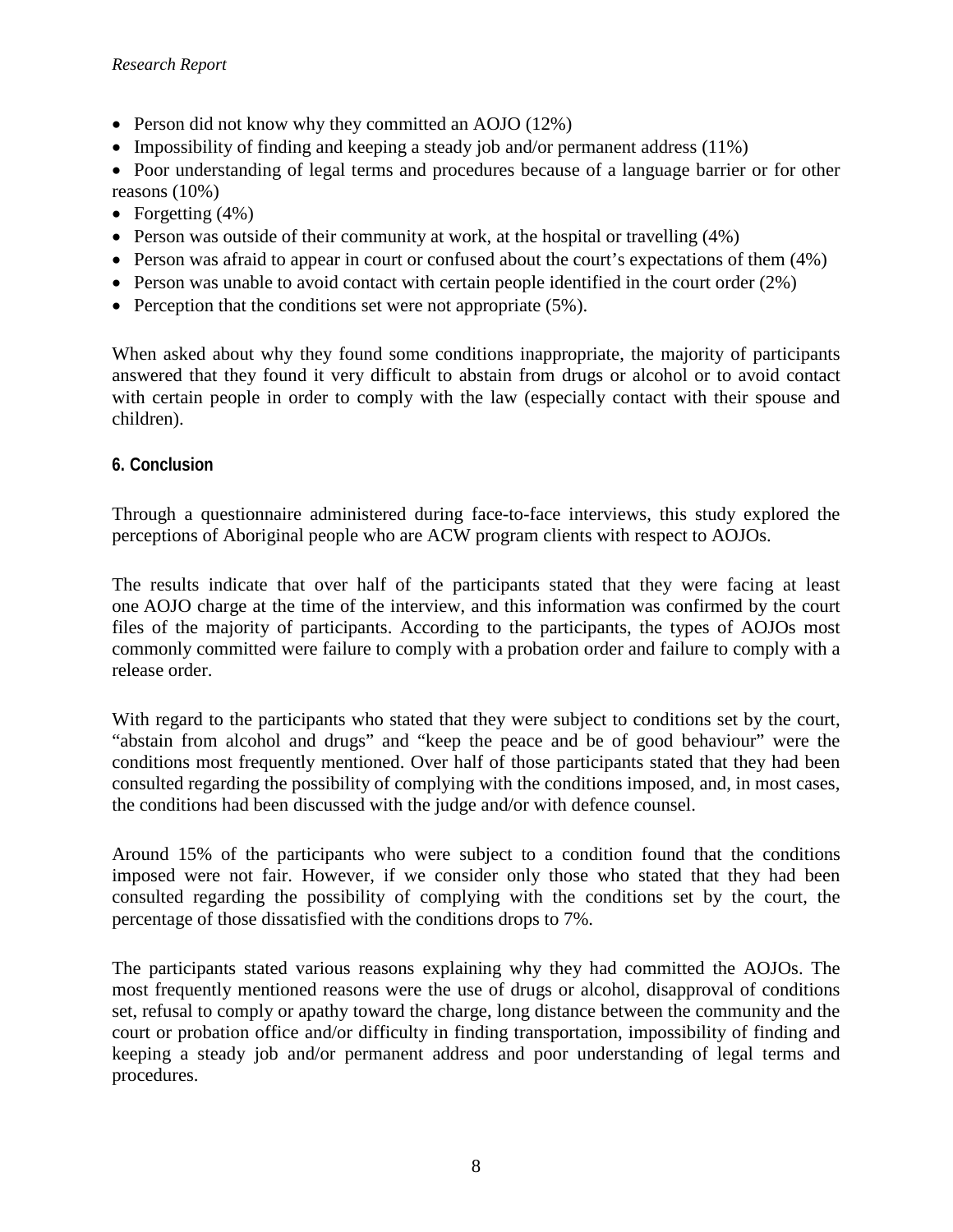- Person did not know why they committed an AOJO (12%)
- Impossibility of finding and keeping a steady job and/or permanent address (11%)
- Poor understanding of legal terms and procedures because of a language barrier or for other reasons (10%)
- Forgetting (4%)
- Person was outside of their community at work, at the hospital or travelling (4%)
- Person was afraid to appear in court or confused about the court's expectations of them (4%)
- Person was unable to avoid contact with certain people identified in the court order (2%)
- Perception that the conditions set were not appropriate (5%).

When asked about why they found some conditions inappropriate, the majority of participants answered that they found it very difficult to abstain from drugs or alcohol or to avoid contact with certain people in order to comply with the law (especially contact with their spouse and children).

## 6. Conclusion

Through a questionnaire administered during face-to-face interviews, this study explored the perceptions of Aboriginal people who are ACW program clients with respect to AOJOs.

The results indicate that over half of the participants stated that they were facing at least one AOJO charge at the time of the interview, and this information was confirmed by the court files of the majority of participants. According to the participants, the types of AOJOs most commonly committed were failure to comply with a probation order and failure to comply with a release order.

With regard to the participants who stated that they were subject to conditions set by the court, "abstain from alcohol and drugs" and "keep the peace and be of good behaviour" were the conditions most frequently mentioned. Over half of those participants stated that they had been consulted regarding the possibility of complying with the conditions imposed, and, in most cases, the conditions had been discussed with the judge and/or with defence counsel.

Around 15% of the participants who were subject to a condition found that the conditions imposed were not fair. However, if we consider only those who stated that they had been consulted regarding the possibility of complying with the conditions set by the court, the percentage of those dissatisfied with the conditions drops to 7%.

The participants stated various reasons explaining why they had committed the AOJOs. The most frequently mentioned reasons were the use of drugs or alcohol, disapproval of conditions set, refusal to comply or apathy toward the charge, long distance between the community and the court or probation office and/or difficulty in finding transportation, impossibility of finding and keeping a steady job and/or permanent address and poor understanding of legal terms and procedures.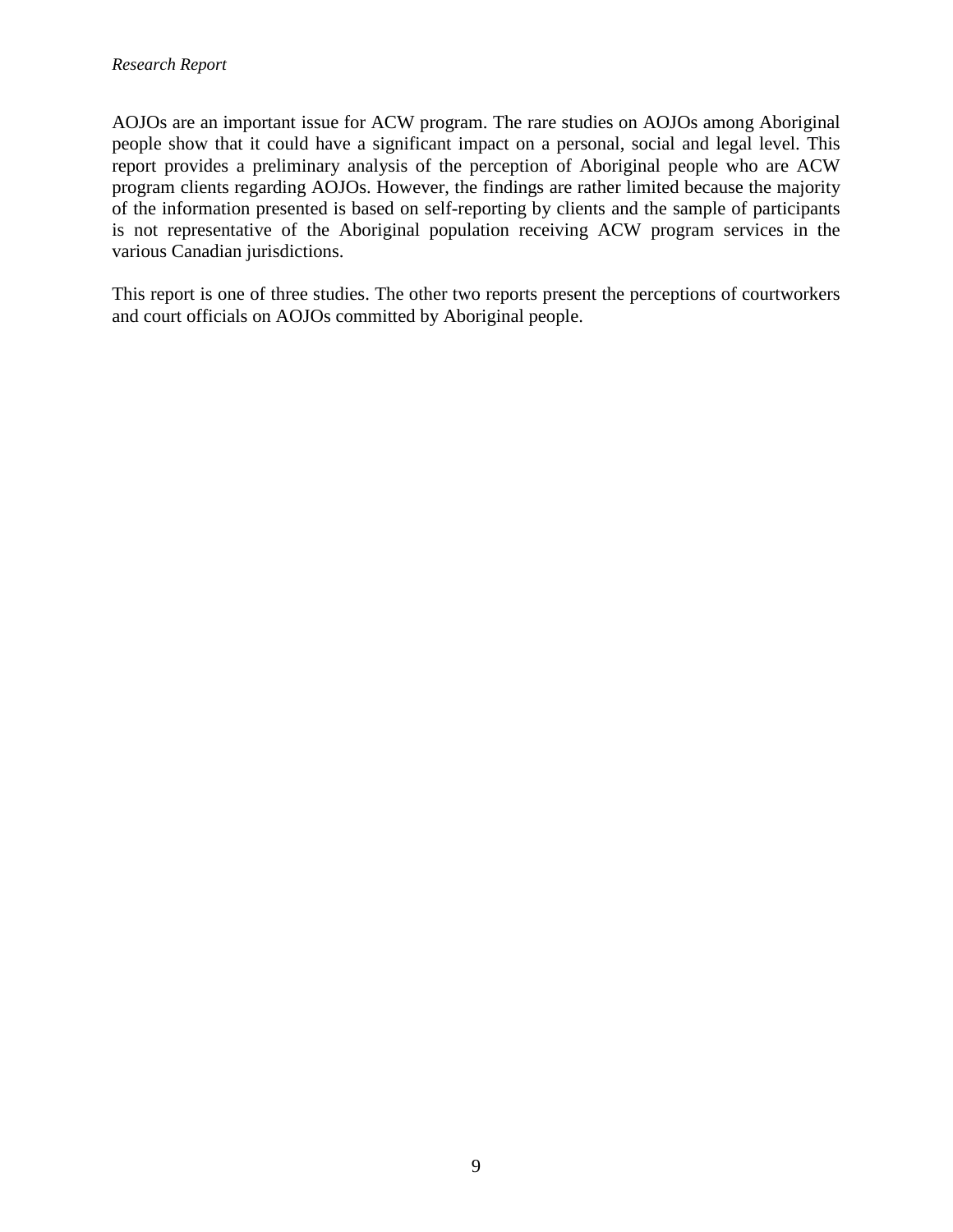AOJOs are an important issue for ACW program. The rare studies on AOJOs among Aboriginal people show that it could have a significant impact on a personal, social and legal level. This report provides a preliminary analysis of the perception of Aboriginal people who are ACW program clients regarding AOJOs. However, the findings are rather limited because the majority of the information presented is based on self-reporting by clients and the sample of participants is not representative of the Aboriginal population receiving ACW program services in the various Canadian jurisdictions.

This report is one of three studies. The other two reports present the perceptions of courtworkers and court officials on AOJOs committed by Aboriginal people.